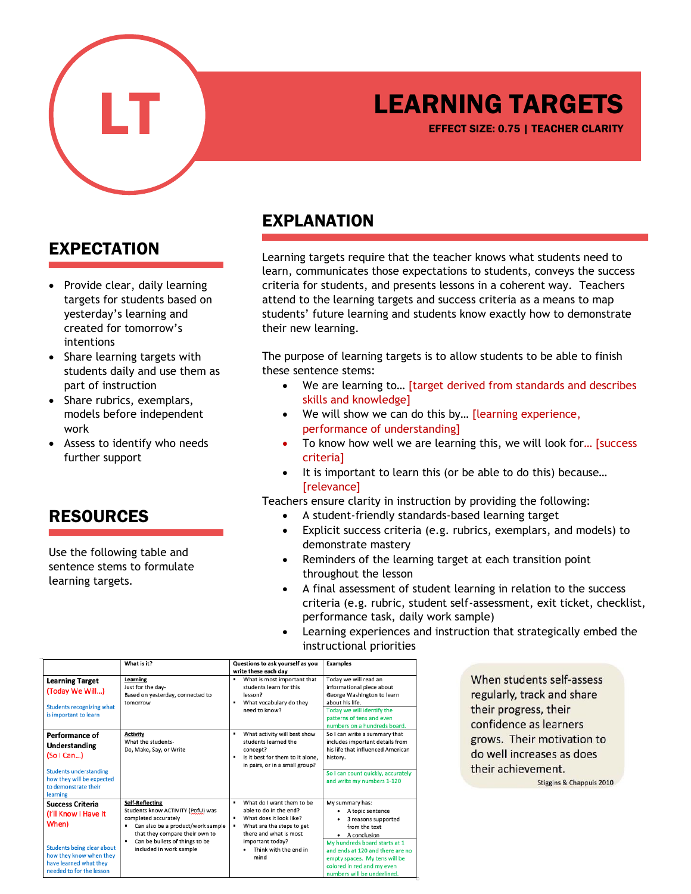LT

# LEARNING TARGETS

**EFFECT SIZE: 0.75 | TEACHER CLARITY**

## EXPECTATION

- Provide clear, daily learning targets for students based on yesterday's learning and created for tomorrow's intentions
- Share learning targets with students daily and use them as part of instruction
- Share rubrics, exemplars, models before independent work
- Assess to identify who needs further support

## RESOURCES

Use the following table and sentence stems to formulate learning targets.

## EXPLANATION

Learning targets require that the teacher knows what students need to learn, communicates those expectations to students, conveys the success criteria for students, and presents lessons in a coherent way. Teachers attend to the learning targets and success criteria as a means to map students' future learning and students know exactly how to demonstrate their new learning.

The purpose of learning targets is to allow students to be able to finish these sentence stems:

- We are learning to… [target derived from standards and describes skills and knowledge]
- We will show we can do this by… [learning experience, performance of understanding]
- To know how well we are learning this, we will look for… [success criteria]
- It is important to learn this (or be able to do this) because… [relevance]

Teachers ensure clarity in instruction by providing the following:

- A student-friendly standards-based learning target
- Explicit success criteria (e.g. rubrics, exemplars, and models) to demonstrate mastery
- Reminders of the learning target at each transition point throughout the lesson
- A final assessment of student learning in relation to the success criteria (e.g. rubric, student self-assessment, exit ticket, checklist, performance task, daily work sample)
- Learning experiences and instruction that strategically embed the instructional priorities

| | What is it? | Questions to ask yourself as you write these each day | Examples |
|---|---|---|---|
| **Learning Target** (Today We Will…) Students recognizing what is important to learn | **Learning** Just for the day- Based on yesterday, connected to tomorrow | ▪ What is most important that students learn for this lesson? ▪ What vocabulary do they need to know? | Today we will read an informational piece about George Washington to learn about his life. / Today we will identify the patterns of tens and even numbers on a hundreds board. |
| **Performance of Understanding** (So I Can…) Students understanding how they will be expected to demonstrate their learning | **Activity** What the students- Do, Make, Say, or Write | ▪ What activity will best show students learned the concept? ▪ Is it best for them to it alone, in pairs, or in a small group? | So I can write a summary that includes important details from his life that influenced American history. / So I can count quickly, accurately and write my numbers 1-120 |
| **Success Criteria** (I'll Know I Have It When) Students being clear about how they know when they have learned what they needed to for the lesson | **Self-Reflecting** Students know ACTIVITY (PofU) was completed accurately ▪ Can also be a product/work sample that they compare their own to ▪ Can be bullets of things to be included in work sample | ▪ What do I want them to be able to do in the end? ▪ What does it look like? ▪ What are the steps to get there and what is most important today? • Think with the end in mind | My summary has: • A topic sentence • 3 reasons supported from the text • A conclusion / My hundreds board starts at 1 and ends at 120 and there are no empty spaces. My tens will be colored in red and my even numbers will be underlined. |

When students self-assess regularly, track and share their progress, their confidence as learners grows. Their motivation to do well increases as does their achievement.

Stiggins & Chappuis 2010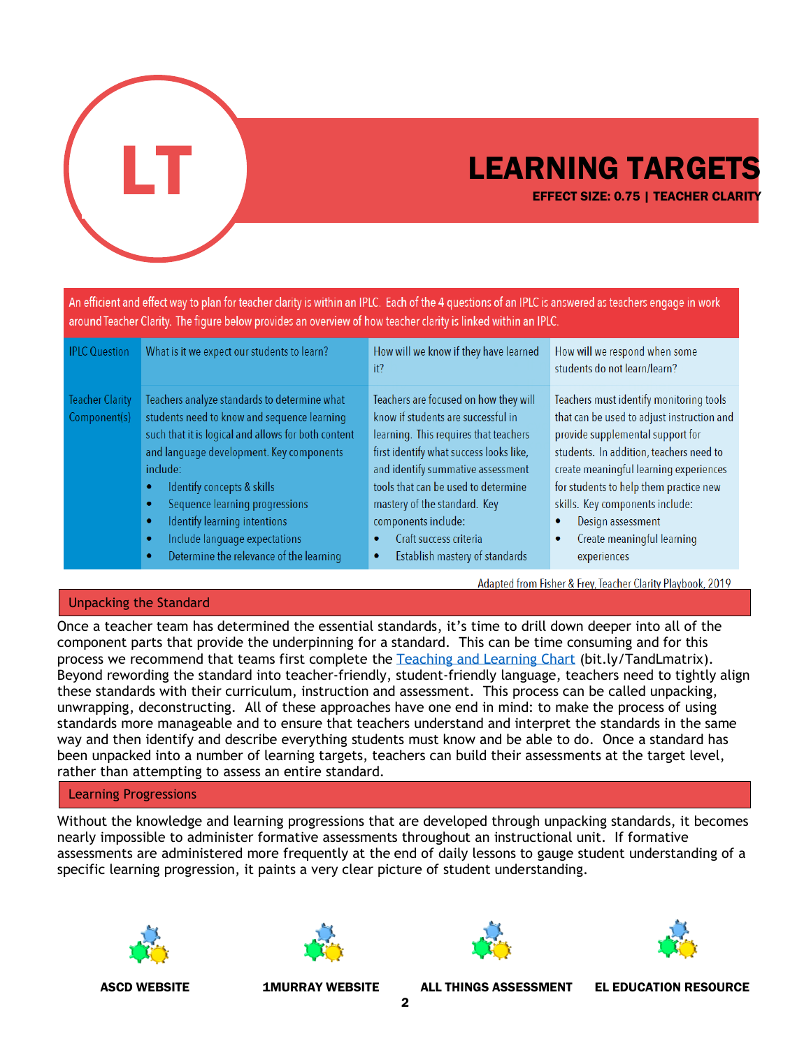# LT

# LEARNING TARGETS

**EFFECT SIZE: 0.75 | TEACHER CLARITY**

An efficient and effect way to plan for teacher clarity is within an IPLC. Each of the 4 questions of an IPLC is answered as teachers engage in work around Teacher Clarity. The figure below provides an overview of how teacher clarity is linked within an IPLC.

| IPLC Question | What is it we expect our students to learn? | How will we know if they have learned it? | How will we respond when some students do not learn/learn? |
|---|---|---|---|
| Teacher Clarity Component(s) | Teachers analyze standards to determine what students need to know and sequence learning such that it is logical and allows for both content and language development. Key components include:<br>• Identify concepts & skills<br>• Sequence learning progressions<br>• Identify learning intentions<br>• Include language expectations<br>• Determine the relevance of the learning | Teachers are focused on how they will know if students are successful in learning. This requires that teachers first identify what success looks like, and identify summative assessment tools that can be used to determine mastery of the standard. Key components include:<br>• Craft success criteria<br>• Establish mastery of standards | Teachers must identify monitoring tools that can be used to adjust instruction and provide supplemental support for students. In addition, teachers need to create meaningful learning experiences for students to help them practice new skills. Key components include:<br>• Design assessment<br>• Create meaningful learning experiences |

Adapted from Fisher & Frey, Teacher Clarity Playbook, 2019

## Unpacking the Standard

Once a teacher team has determined the essential standards, it's time to drill down deeper into all of the component parts that provide the underpinning for a standard. This can be time consuming and for this process we recommend that teams first complete the Teaching and Learning Chart (bit.ly/TandLmatrix). Beyond rewording the standard into teacher-friendly, student-friendly language, teachers need to tightly align these standards with their curriculum, instruction and assessment. This process can be called unpacking, unwrapping, deconstructing. All of these approaches have one end in mind: to make the process of using standards more manageable and to ensure that teachers understand and interpret the standards in the same way and then identify and describe everything students must know and be able to do. Once a standard has been unpacked into a number of learning targets, teachers can build their assessments at the target level, rather than attempting to assess an entire standard.

## Learning Progressions

Without the knowledge and learning progressions that are developed through unpacking standards, it becomes nearly impossible to administer formative assessments throughout an instructional unit. If formative assessments are administered more frequently at the end of daily lessons to gauge student understanding of a specific learning progression, it paints a very clear picture of student understanding.

**ASCD WEBSITE** | **1MURRAY WEBSITE** | **ALL THINGS ASSESSMENT** | **EL EDUCATION RESOURCE**